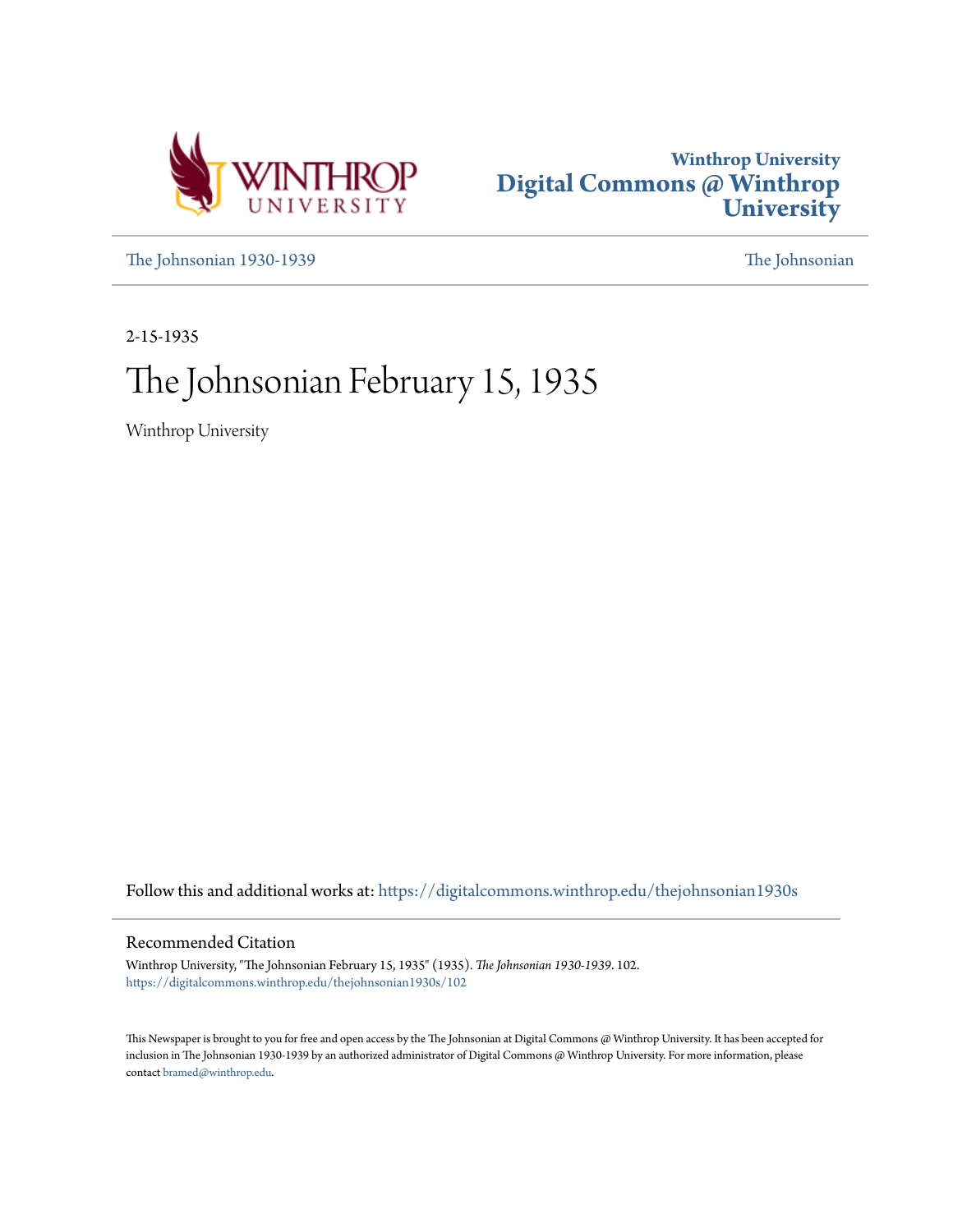Winthrop University
# Digital Commons @ Winthrop University

The Johnsonian 1930-1939 | The Johnsonian

2-15-1935

# The Johnsonian February 15, 1935

Winthrop University

Follow this and additional works at: https://digitalcommons.winthrop.edu/thejohnsonian1930s

## Recommended Citation

Winthrop University, "The Johnsonian February 15, 1935" (1935). *The Johnsonian 1930-1939*. 102.
https://digitalcommons.winthrop.edu/thejohnsonian1930s/102

This Newspaper is brought to you for free and open access by the The Johnsonian at Digital Commons @ Winthrop University. It has been accepted for inclusion in The Johnsonian 1930-1939 by an authorized administrator of Digital Commons @ Winthrop University. For more information, please contact bramed@winthrop.edu.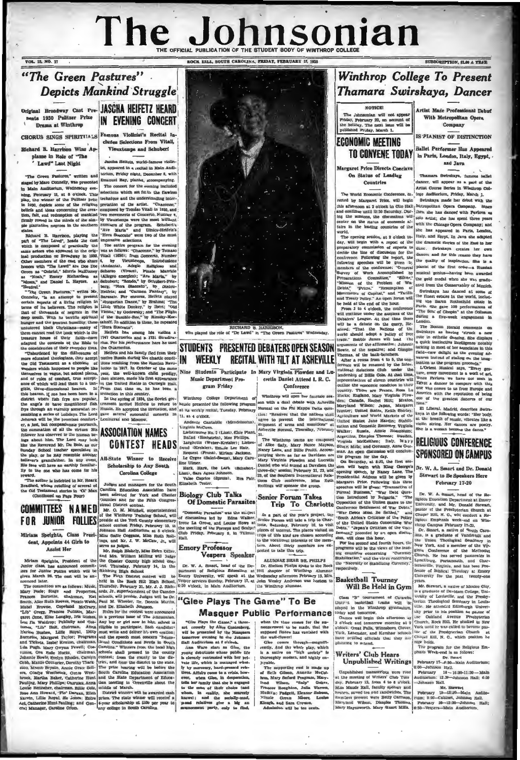# The Johnsonian

THE OFFICIAL PUBLICATION OF THE STUDENT BODY OF WINTHROP COLLEGE

VOL. 12, NO. 17 — ROCK HILL, SOUTH CAROLINA, FRIDAY, FEBRUARY 17, 1935 — SUBSCRIPTION, $1.00 A YEAR

## "The Green Pastures" Depicts Mankind Struggle

### Original Broadway Cast Presents 1930 Pulitzer Prize Drama at Winthrop

CHORUS SINGS SPIRITUALS

Richard B. Harrison Wins Applause in Role of "The Lawd" Last Night

"The Green Pastures," written and staged by Marc Connelly, was presented in Main Auditorium, Wednesday evening, February 13, at 8 o'clock. This play, the winner of the Pulitzer prize in 1930, depicts some of the religious beliefs and ideas concerning the creation, fall, and redemption of mankind firmly rooted in the minds of the simple plantation negroes in the southern states.

Richard B. Harrison, playing the part of "The Lawd," heads the cast which is composed of practically the same actors who appeared in the original production on Broadway in 1930. Other members of the cast who share honors with "The Lawd" are Doe Green as "Gabriel," Morris McKinney as "Noah," Emory Richardson as "Moses," and Daniel L. Haynes, as "Hezdrel."

"The Green Pastures," writes Mr. Connelly, "is an attempt to present certain aspects of a living religion in terms of its believers. The religion is that of thousands of negroes in the deep south. With its terrific spiritual hunger and the greatest humility, these untutored black Christians—many of them cannot read the book which is the treasure house of their faith—have adapted the contents of the Bible to the consistencies of their everyday lives.

"Unburdened by the differences of more educated theologians, they accept the Old Testament as a chronicle of wonders which happened to people like themselves in vague, but actual places, and of rules of conduct, true acceptance of which will lead them to a tangible, three-dimensional heaven. In this heaven, if one has been born in a district where fish frys are popular, the angels do have magnificent fish frys through an eternity somewhat resembling a series of holidays. The Lord Jehovah will be the promised comforter, a just, but compassionate patriarch, the summation of all the virtues His follower has observed in the human beings about him. The Lord may look like the Reverend Mr. Du Bois, as our Sunday School teacher speculates in the play, or he may resemble another believer's grandfather. In any event, His face will have an earthly familiarity to the one who has come for his reward.

"The author is indebted to Mr. Roark Bradford, whose retelling of several of the Old Testament stories in 'Ol' Man

(Continued on Page Four)

## JASCHA HEIFETZ HEARD IN EVENING CONCERT

### Famous Violinist's Recital Includes Selections From Vitali, Vieuxtemps and Schubert

Jascha Heifetz, world-famous violinist, appeared in a recital in Main Auditorium, Friday night, December 8, with Emanuel Bay, pianist, accompanying.

The concert for the evening included selections which set forth the flawless technique and the understanding interpretation of the artist. "Chaconne," composed by Tomaso Vitali in 1650, and two movements of Concerto, Number 4, by Vieuxtemps were the most brilliant numbers of the program. Schubert's "Ave Maria" and Dinicu-Heifetz's "Hora Staccato" were two of the most impressive selections.

The entire program for the evening was as follows: "Chaconne," by Tomaso Vitali (1650); from Concerto, Number 4, by Vieuxtemps, Introduzione (Andante), Adagio Religioso and Scherzo (Vivace), Finale Marziale (Allegro energico); "Ave Maria," by Schubert; "Ronde," by Schubert-Friedberg; "Hora Staccato," by Dinicu-Heifetz; and "Carmen Fantasy," by Sarasate. For encores, Heifetz played "Hungarian Dance," by Brahms; "The Little White Donkey," by Ibert; "Old Vienna," by Godowsky; and "The Flight of the Bumble-Bee," by Rimsky-Korsakoff. In addition to these, he repeated "Hora Staccato."

Heifetz has among his violins a 1747 Guarnerius and a 1731 Stradivarius. For his performance here he used the Guarnerius.

Heifetz and his family fled from their native Russia during the chaotic conditions resulting from the Russian Revolution in 1917. In October of the same year, the well-known child prodigy, then sixteen, made his first appearance in the United States in Carnegie Hall. From that time on, he has been a sensation in this country.

In the spring of 1934, the Soviet government invited Heifetz to return to Russia. He accepted the invitation, and gave several successful concerts in Leningrad and Moscow.

## ASSOCIATION NAMES CONTEST HEADS

### All-State Winner to Receive Scholarship to Any South Carolina College

Judges and managers for the South Carolina Education Association have been selected for York and Chester Counties and for the Fifth Congressional District contest.

Mr. O. M. Mitchell, superintendent of the Winthrop Training School, will preside at the York County elementary school contest Friday, February 15, in Johnson Hall Auditorium at 8 o'clock. Miss Sadie Coggans, Miss Ruth Rollings, and Mr. J. W. McCaw, Jr., will serve as judges.

Mr. Ralph Blakely, Miss Helen Diller, and Mrs. William Milling will judge the Chester County high school contest, Thursday, February 14, in the Richburg High School.

The Fifth District contest will be held in the Rock Hill High School, Thursday, February 21. Mr. J. J. Richards, superintendent of the Camden schools, will preside. Judges will be Dr. Paul M. Wheeler, Dr. Donnis Martin, and Dr. Elizabeth Johnson.

Rules for the contest were announced in a previous issue of The Johnsonian. Any boy or girl now in high school is eligible to participate. Each candidate must write and deliver his own oration; and the speech must concern "Educational Conditions and Needs in South Carolina." Winners from the local high school shall proceed to the county contest; from the county to the district, and from the district to the state. The prize hearing will be before the South Carolina Education Association and the State Department of Education meeting in Greenville about the middle of March.

District winners will be awarded cash prizes. The state winner will receive a 4-year scholarship at $100 per year to any college in South Carolina.

## COMMITTEES NAMED FOR JUNIOR FOLLIES

### Miriam Speights, Class President, Appoints 44 Girls to Assist Her

Miriam Speights, President of the Junior class, has announced committees for Junior Follies which will be given March 26. The cast will be announced later.

The committees are as follows: Music, Mary Peele; Stage and Properties, Frances Burnette, chairman, Kat Smith, Alice Ruth Reeves, Pinkie Webb, Mabel Browne, Copeland McCrary, "Lib" Gregg, Frances Putnam, Margaret Cone, Elise Langley, Iris Stokes, Lou Ila Waldrop; Publicity and Costumes, "Lib" Holt, chairman, Anna Marion Busbee, Lillie Royal, Dilly Burnette, Margaret Taylor; Programs and Tickets, Isabel Keaton, chairman, Lila Pugh, Mary Gwynn Powell; Costumes, Ora Belle Hucks, chairman, Johnnie Bowie, Evelyn Rhodes, Carolyn Cobb, Mattie Couturier, Dorothy Thackston, Mamie Bryant, Annie Grace Sellers, Gladys Westbrook, Grace Westbrook, Martha Baker, Catherine Hunt Pauling, Mary Phillips; Choruses, Anna Louise Reinecker, chairman, Billie Cole, Rose Ann Howard, "Flo" Carwan, Ellen Marvin, Lillie Royal, Sis Jones; Entre Act, Catherine Hunt Pauling; and General Manager, Caroline Orton.

RICHARD B. HARRISON, who played the role of "De Lawd" in "The Green Pastures" Wednesday.

## STUDENTS PRESENTED IN WEEKLY RECITAL

### Nine Students Participate In Music Department Program Friday

Winthrop College Department of Music presented the following program at its weekly recital, Tuesday, February 11, at 4 o'clock.

Andante Cantabile (Mendelssohn), Virginia McCuen.

Liebestraume No. 3 (Liszt), Elsie Plant.

Ballad (Hoshstein), Mae Phillips.

Larghetto (Weber-Kreisler); Liebesfreud (Kreisler), Emmie Lee Hair.

Request (Franz), Miriam Jackson.

Le Cygne (Saint-Saens), Mary Caroline Ulmer.

Hark, Hark, the Lark (Schubert-Liszt), Sara Agnes Johnson.

Valse Caprice (Sproso), Eva Palmer.

Elizabeth Tester.

## DEBATERS OPEN SEASON WITH TILT AT ASHEVILLE

### In Mary Virginia Plowden and Lucretia Daniel Attend I. R. C. Conference

Winthrop will open her forensic season with a dual debate with Asheville Normal on the Phi Kappa Delta question: "Resolved that the nations shall agree to prevent the international shipment of arms and munitions" at Asheville Normal, Thursday, February 21.

The Winthrop teams are composed of Alice Saty, Mary Nance Mayson, Nancy Lane, and Billie Pruitt. Accompanying them as far as Davidson are Mary Virginia Plowden and Lucretia Daniel who will attend at Davidson the three-day session, February 21, 22, and 23, of the Southern International Relations Club conference. Miss Ruth Rollings will sponsor the group.

## Biology Club Talks Of Domestic Parasites

"Domestic Parasites" was the subject of discussions led by Edna Walker, Irene La Grove, and Louise Hope at the meeting of the Forceps and Scalpel Club Friday, February 8, in Tillman Hall.

## Senior Forum Takes Trip To Charlotte

As a part of the year's project, the Senior Forum will take a trip to Charlotte, Saturday, February 16, to visit places of interest. The places visited on the trip will be chosen according to the vocational interests of the members. About sixty members are expected to take this trip.

## Emory Professor Vespers Speaker

Dr. W. A. Smart, head of the Department of Religious Education at Emory University, will speak at the Vesper services Sunday, February 17, at 6:30 o'clock, in Main Auditorium.

ALUMNAE HEAR DR. PHELPS

Dr. Shelton Phelps spoke to the Rock Hill chapter of Winthrop Alumnae Wednesday afternoon February 13. Mrs. John Wesley Anderson was hostess to the Winthrop alumnae.

## "Glee Plays The Game" To Be Masquer Public Performance

"Glee Plays the Game," a three-act comedy by Alice Gustenberg, will be presented by the Masquers tomorrow evening in the Johnson Hall Auditorium at 8 o'clock.

Ann Ware stars as Glee, the young debutante whose public life is cleverly contrasted with her private life, which is managed wisely by mercenary, hard-pressed relatives. Affairs come to a crisis, however, when Glee, in desperation, tells her family that she is engaged to the man of their choice (and whom, in reality, she scarcely knows); and the socially-mad, proud relatives give a big announcement party, only to find, when the time comes for the announcement to be made, that the supposed fiance has vanished with the wall-flower!

Glee comes through—magnificently. And the whole play, which is a satire on "high society" is thoroughly modern, and highly enjoyable.

The supporting cast is made up of Beth Gibson, Annette McCarthy, Mary Soford Peagram, Marybird Wilson, "Emily" Geiger, Frances Roughton, Julia Warren, Madeira Padgett, Eleanor Holmes, Minnie Green Moore, Louise Klough, and Sara Croson.

Admission will be ten cents.

## Winthrop College To Present Thamara Swirskaya, Dancer

**NOTICE!**

The Johnsonian will not appear Friday, February 22, on account of the holiday. The next issue will be published Friday, March 1.

## ECONOMIC MEETING TO CONVENE TODAY

### Margaret Price Directs Conclave On Status of Leading Countries

The World Economic Conference, directed by Margaret Price, will begin this afternoon at 2 o'clock in Clio Hall and continue until 12:30 Saturday. During the sessions, the discussions will center on the status of economic affairs in the leading countries of the world.

The opening session, at 2 o'clock today, will begin with a report of the preparatory commission of experts to decide the line of discussion for the conference. Following the report, the following speeches will be given by members of the conference: "General Survey of Work Accomplished by Preparations Committee," "Silver," "Mission of the Problem of War Debts," "Prices," "Resumption of Movements of Capital," and "Tariffs and Treaty Policy." An open forum will be held at the end of the hour.

From 3 to 4 o'clock, the conference will continue under the auspices of the Debaters' League. At that time there will be a debate on the query, Resolved: "That the Nations of the world should adopt a policy of free trade." Sophie James will lead the arguments of the affirmative; Johnnie Bowie, of the negative; and Dimples Thomas, of the back-benchers.

After a recess from 4 to 5, the conference will be resumed by the International Relations Club under the leadership of Billie Cole. At that time, representatives of eleven countries will outline the economic condition in their country. These are France, Rosa Lu Eackles; England, Mary Virginia Plowden; Canada, Rachel Hill; Mexico, Maryland Wilson; Japan, Margaret Hunter; United States, Keith Shirley; Agriculture and World Markets of the United States, Jane Hardin; Stabilization and Domestic Recovery, Virginia Walker; Russia, Annie Rosenblum; Argentina, Dimples Thomas; Sweden, Virginia McKeithen; Italy, Mary Ethel Mills; and Germany, Anne Courtman. An open discussion will conclude the program for the day.

On Saturday, at 8:30, the first session will begin with King George's opening speech, by Nancy Lane. The Presidential Address will be given by Margaret Price. Following this three speeches will be given: "Transaction of Formal Business," "War Debt Question Introduced by Bulgaria," "The Opposition of the United States to the Conference Settlement of War Debts," "War Debts Must Be Settled," and "South Africa's Criticism of the Policy of the United States Concerning War Debts." "Japan's Criticism of the Conference," preceded by an open discussion, will close the hour.

For the second and fourth hours, the programs will be the views of the leading countries concerning "Currency Stabilization," and the views concerning the "Necessity of Stabilizing Currency," respectively.

## Basketball Tourney Will Be Held in Gym

Class "B" tournament of Catawba District basketball teams will be played in the Winthrop gymnasium today and tomorrow.

Games will begin this afternoon at 3 o'clock and tomorrow morning at 9 o'clock. Great Falls, Winnsboro, Clover, York, Lancaster, and Kershaw schools have notified the officials that they are planning to attend.

## Writers' Club Hears Unpublished Writings

Unpublished manuscripts were read at the meeting of Writers' Club Tuesday, February 12, from 4 to 5 o'clock. Miss Maude Hall, faculty sponsor and hostess, served tea and sandwiches. The members present were Betty Carrison, Maryland Wilson, Dimples Thomas, Mary Haynsworth, Mary Stuart Mills.

### Artist Made Professional Debut With Metropolitan Opera Company

IS PIANIST OF DISTINCTION

Ballet Performer Has Appeared in Paris, London, Italy, Egypt, and Java

Thamara Swirskaya, famous ballet dancer, will appear as a part of the Artist Course Series in Winthrop College Auditorium, Friday, March 1.

Swirskaya made her debut with the Metropolitan Opera Company. Since then, she has danced with Pavlowa as solo artist; she has spent three years with the Chicago Opera Company; and she has appeared in Paris, London, Italy, and Egypt. In Java she adapted the dramatic stories of the East to her dance. Swirskaya creates her own dances and for this reason they have the quality of inspiration. She is a pianist of the first order—a Russian musical genius—having been awarded the gold medal when she was graduated from the Conservatory of Munich.

Swirskaya has danced at some of the finest estates in the world, including the Baron Rothschild estate in Paris. She gave 100 performances of "The Soul of Chopin" at the Coliseum during a five-week engagement in London.

The Boston Herald comments on Swirskaya as having "struck a new role in esthetic dancing. She displays a quick instinctive intelligence notably lacking in most of her associates in this field—new delight as the evening advances instead of stalling on the imagination as the program proceeds."

L'Orient Musical says, "Every gesture, every movement is a work of art. Since Pavlowa we have not seen in Egypt a dancer to compare with this one who comes to us from Europe and America with the reputation of being one of the greatest dancers of our time."

El Liberal, Madrid, describes Swirskaya in the following words: "Her body, at the breath of music, vibrates like a violin string. Her dances are poetry. She is a woman become the dance."

## RELIGIOUS CONFERENCE SPONSORED ON CAMPUS

### Dr. W. A. Smart and Dr. Donald Stewart to Be Speakers Here February 17-20

Dr. W. A. Smart, head of the Religious Education Department at Emory University, and Mr. Donald Stewart, pastor of the Presbyterian Church at Chapel Hill, N. C., will conduct a Religious Emphasis week-end on Winthrop Campus February 17-20.

Dr. Smart, a native of South Carolina, is a graduate of Vanderbilt and the Union Theological Seminary in New York, and a member of the Virginia Conference of the Methodist Church. He has served pastorates in Lynchburg, Portsmouth, and Charlottesville, Virginia, and has been Professor of Biblical Theology at Emory University for the past twenty-one years.

Mr. Stewart, a native of Mexico City, is a graduate of Davidson College, University of Louisville, and the Presbyterian Theological Seminary in Louisville. He attended Edinburgh University prior to his position as pastor of the Oakland Avenue Presbyterian Church, Rock Hill. He studied in New York until he was called to become pastor of the Presbyterian Church at Chapel Hill, N. C., which position he now holds.

The program for the Religious Emphasis Week-end is as follows:

Dr. Smart

February 17—6:30—Main Auditorium; 8:00—Johnson Hall.

February 18—10:30-11:30—Main Auditorium; 12:30—Johnson Hall; 6:30—Johnson Hall.

Mr. Stewart

February 19—12:30—Main Auditorium; 8:00—Cabinet, Johnson Hall.

February 20—12:30—Johnson Hall; 6:30—Vespers—Main Auditorium.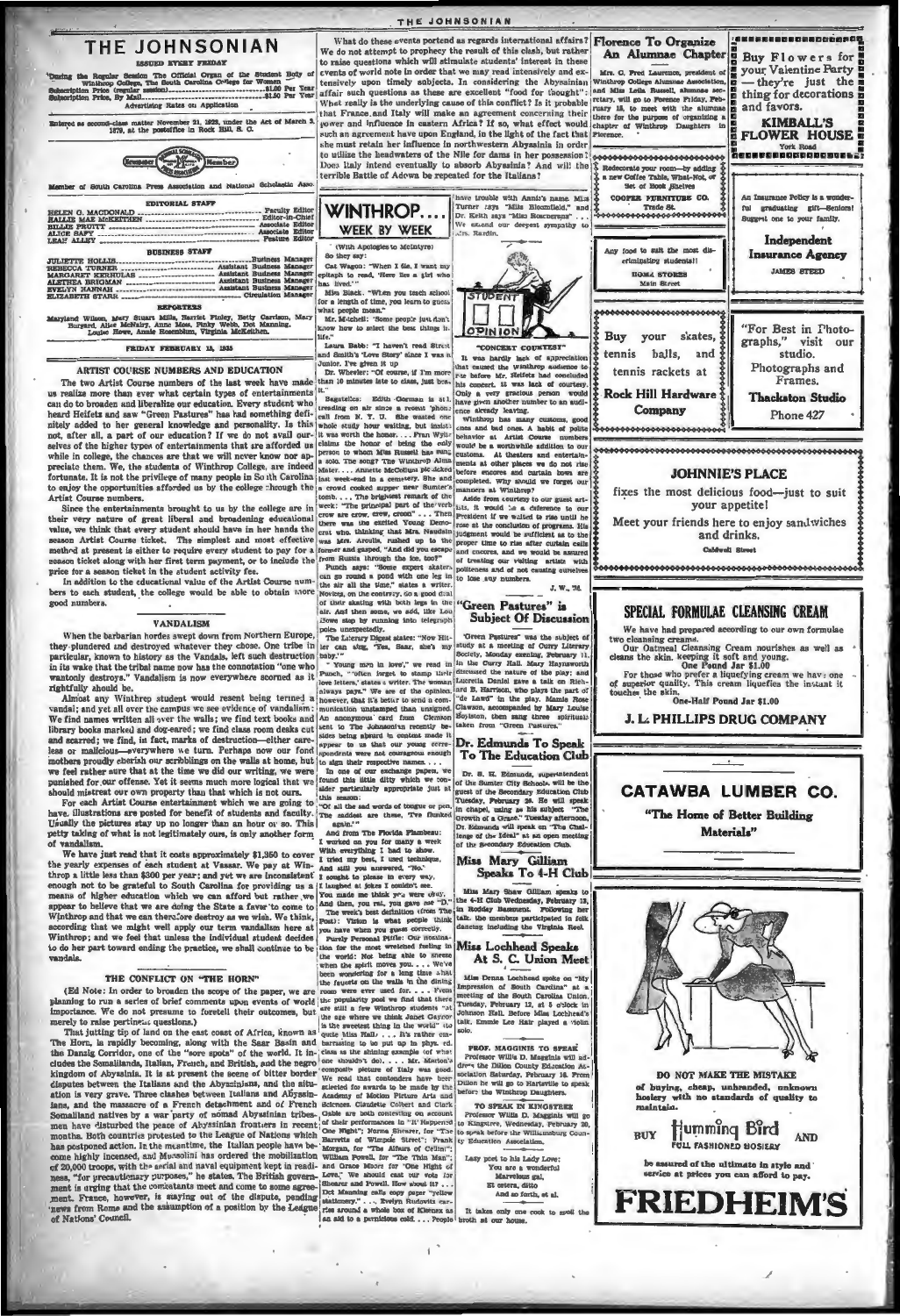# THE JOHNSONIAN

ISSUED EVERY FRIDAY

During the Regular Session The Official Organ of the Student Body of Winthrop College, The South Carolina College for Women

Subscription Price (regular session) .......... $1.00 Per Year
Subscription Price, By Mail .......... $1.50 Per Year

Advertising Rates on Application

Entered as second-class matter November 21, 1923, under the Act of March 3, 1879, at the postoffice in Rock Hill, S. C.

Member of South Carolina Press Association and National Scholastic Asso.

## EDITORIAL STAFF

HELEN G. MACDONALD .......... Faculty Editor
HALLIE MAE McKEITHEN .......... Editor-in-Chief
BILLIE PRUITT .......... Associate Editor
ALICE SAPP .......... Associate Editor
LEAH ALLEY .......... Feature Editor

## BUSINESS STAFF

JULIETTE HOLLIS .......... Business Manager
REBECCA TURNER .......... Assistant Business Manager
MARGARET KERHULAS .......... Assistant Business Manager
ALETHEA BRIGMAN .......... Assistant Business Manager
EVELYN HANNAH .......... Assistant Business Manager
ELIZABETH STARR .......... Circulation Manager

## REPORTERS

Maryland Wilson, Mary Stuart Mills, Harriet Finley, Betty Carrison, Mary Burgard, Alice McNairy, Anne Moss, Pinky Webb, Dot Manning, Louise Howe, Annie Rosenblum, Virginia McKeithen.

FRIDAY FEBRUARY 15, 1935

## ARTIST COURSE NUMBERS AND EDUCATION

The two Artist Course numbers of the last week have made us realize more than ever what certain types of entertainments can do to broaden and liberalize our education. Every student who heard Heifetz and saw "Green Pastures" has had something definitely added to her general knowledge and personality. Is this not, after all, a part of our education? If we do not avail ourselves of the higher types of entertainments that are afforded us while in college, the chances are that we will never know nor appreciate them. We, the students of Winthrop College, are indeed fortunate. It is not the privilege of many people in South Carolina to enjoy the opportunities afforded us by the college through the Artist Course numbers.

Since the entertainments brought to us by the college are in their very nature of great liberal and broadening educational value, we think that every student should have in her hands the season Artist Course ticket. The simplest and most effective method at present is either to require every student to pay for a season ticket along with her first term payment, or to include the price for a season ticket in the student activity fee.

In addition to the educational value of the Artist Course numbers to each student, the college would be able to obtain more good numbers.

## VANDALISM

When the barbarian hordes swept down from Northern Europe, they plundered and destroyed whatever they chose. One tribe in particular, known to history as the Vandals, left such destruction in its wake that the tribal name now has the connotation "one who wantonly destroys." Vandalism is now everywhere scorned as it rightfully should be.

Almost any Winthrop student would resent being termed a vandal; and yet all over the campus we see evidence of vandalism: We find names written all over the walls; we find text books and library books marked and dog-eared; we find class room desks cut and scarred; we find, in fact, marks of destruction—either careless or malicious—everywhere we turn. Perhaps now our fond mothers proudly cherish our scribblings on the walls at home, but we feel rather sure that at the time we did our writing, we were punished for our offense. Yet it seems much more logical that we should mistreat our own property than that which is not ours.

For each Artist Course entertainment which we are going to have, illustrations are posted for benefit of students and faculty. Usually the pictures stay up no longer than an hour or so. This petty taking of what is not legitimately ours, is only another form of vandalism.

We have just read that it costs approximately $1,950 to cover the yearly expenses of each student at Vassar. We pay at Winthrop a little less than $300 per year; and yet we are inconsistent enough not to be grateful to South Carolina for providing us a means of higher education which we can afford but rather we appear to believe that we are doing the State a favor to come to Winthrop and that we can therefore destroy as we wish. We think, according that we might well apply our term vandalism here at Winthrop; and we feel that unless the individual student decides to do her part toward ending the practice, we shall continue to be vandals.

## THE CONFLICT ON "THE HORN"

(Ed Note: In order to broaden the scope of the paper, we are planning to run a series of brief comments upon events of world importance. We do not presume to foretell their outcomes, but merely to raise pertinent questions.)

That jutting tip of land on the east coast of Africa, known as The Horn, is rapidly becoming, along with the Saar Basin and the Danzig Corridor, one of the "sore spots" of the world. It includes the Somalilands, Italian, French, and British, and the negro kingdom of Abyssinia. It is at present the scene of bitter border disputes between the Italians and the Abyssinians, and the situation is very grave. Three clashes between Italians and Abyssinians, and the massacre of a French detachment and of French Somaliland natives by a war party of nomad Abyssinian tribesmen have disturbed the peace of Abyssinian frontiers in recent months. Both countries protested to the League of Nations which has postponed action. In the meantime, the Italian people have become highly incensed, and Mussolini has ordered the mobilization of 20,000 troops, with the aerial and naval equipment kept in readiness, "for precautionary purposes," he states. The British government is urging that the contestants meet and come to some agreement. France, however, is saying out of the dispute, pending news from Rome and the assumption of a position by the League of Nations' Council.

What do these events portend as regards international affairs? We do not attempt to prophecy the result of this clash, but rather to raise questions which will stimulate students' interest in these events of world note in order that we may read intensively and extensively upon timely subjects. In considering the Abyssinian affair such questions as these are excellent "food for thought": What really is the underlying cause of this conflict? Is it probable that France and Italy will make an agreement concerning their power and influence in eastern Africa? If so, what effect would such an agreement have upon England, in the light of the fact that she must retain her influence in northwestern Abyssinia in order to utilize the headwaters of the Nile for dams in her possession? Does Italy intend eventually to absorb Abyssinia? And will the terrible Battle of Adowa be repeated for the Italians?

## WINTHROP.... WEEK BY WEEK

(With Apologies to McIntyre)

So they say:

Cat Wagon: "When I die, I want my epitaph to read, 'Here lies a girl who has lived.'"

Miss Black: "When you teach school for a length of time, you learn to guess what people mean."

Mr. Mitchell: "Some people just don't know how to select the best things in life."

Laura Babb: "I haven't read Street and Smith's 'Love Story' since I was a Junior. I've given it up."

Dr. Wheeler: "Of course, if I'm more than 10 minutes late to class, just beat it."

Bagatelles: Edith Gorman is still treading on air since a recent 'phone call from N. Y. U. She wasted one whole study hour waiting, but insists it was worth the honor. . . . Fran Wylie claims the honor of being the only person to whom Miss Russell has sung a solo. The song? The Winthrop Alma Mater. . . . Annette McCollum picnicked last week-end in a cemetery. She and a crowd cooked supper near Sumter's tomb. . . . The brightest remark of the week: "The principal part of the verb crow are crow, crew, crowd" . . . Then there was the excited Young Democrat who, thinking that Mrs. Naudain was Mrs. Arcula, rushed up to the former and gasped, "And did you escape from Russia through the ice, too?"

Punch says: "Some expert skaters can go round a pond with one leg in the air all the time," states a writer. Novices, on the contrary, do a good deal of their skating with both legs in the air. And then some, we add, like Lois Rowe stop by running into telegraph poles unexpectedly.

The Literary Digest states: "Now Hitler can sing, 'Yes, Saar, she's my baby.'"

"Young men in love," we read in Punch, "often forget to stamp their love letters," states a writer. The woman always pays." We are of the opinion, however, that it's better to send a communication unstamped than unsigned. An anonymous card from Clemson sent to The Johnsonian recently besides being absurd in content made it appear to us that our young correspondents were not courageous enough to sign their respective names. . . .

In one of our exchange papers, we found this little ditty which we consider particularly appropriate just at this season:

"Of all the sad words of tongue or pen,
The saddest are these, 'I've flunked again.'"

And from The Florida Flambeau:

I worked on you for many a week
With everything I had to show,
I tried my best, I used technique,
And still you answered, "No."
I sought to please in every way,
I laughed at jokes I couldn't see.
You made me think you were okay,
And then, you rat, you gave me "D."

The week's best definition (from The Post): Vision is what people think you have when you guess correctly.

Purely Personal Piffle: Our nomination for the most wretched feeling in the world: Not being able to sneeze when the spirit moves you. . . . We've been wondering for a long time what the faucets on the walls in the dining room were ever used for. . . . From the popularity poll we find that there are still a few Winthrop students "at the age where we think Janet Gaynor is the sweetest thing in the world" (to quote Miss Hall) . . . It's rather embarrassing to be put up in phys. ed. class as the shining example of what one shouldn't do). . . . Mr. Marion's composite picture of Italy was good. We read that contenders have been selected for awards to be made by the Academy of Motion Picture Arts and Sciences. Claudette Colbert and Clark Gable are both contesting on account of their performances in "It Happened One Night"; Norma Shearer, for "The Barretts of Wimpole Street"; Frank Morgan, for "The Affairs of Cellini"; William Powell, for "The Thin Man"; and Grace Moore for "One Night of Love." We should cast our vote for Shearer and Powell. How about it? . . . Dot Manning calls copy paper "yellow stationery." . . . Evelyn Rudnicks carries around a whole box of Kleenex as an aid to a pernicious cold. . . . People have trouble with Annie's name. Miss Turner says "Miss Bloomfield," and Dr. Keith says "Miss Rosenerans" . . . We extend our deepest sympathy to Mrs. Hardin.

## STUDENT OPINION

### "CONCERT COURTESY"

It was hardly lack of appreciation that caused the Winthrop audience to rise before Mr. Heifetz had concluded his concert. It was lack of courtesy. Only a very gracious person would have given another number to an audience already leaving.

Winthrop has many customs, good ones and bad ones. A habit of polite behavior at Artist Course numbers would be a worthwhile addition to our customs. At theaters and entertainments at other places we do not rise before encores and curtain bows are completed. Why should we forget our manners at Winthrop?

Aside from courtesy to our guest artists, it would be a deference to our President if we waited to rise until he rose at the conclusion of programs. His judgment would be sufficient as to the proper time to rise after curtain calls and encores, and we would be assured of treating our visiting artists with politeness and of not causing ourselves to lose any numbers.

J. W., '36.

## "Green Pastures" is Subject Of Discussion

"Green Pastures" was the subject of study at a meeting of Curry Literary Society, Monday evening, February 11, in the Curry Hall. Mary Haynsworth discussed the nature of the play; and Lucretia Daniel gave a talk on Richard B. Harrison, who plays the part of "de Lawd" in the play. Mamie Rose Clawson, accompanied by Mary Louise Boylston, then sang three spirituals taken from "Green Pastures."

## Dr. Edmunds To Speak To The Education Club

Dr. S. H. Edmunds, superintendent of the Sumter City Schools, will be the guest of the Secondary Education Club Tuesday, February 26. He will speak in chapel, using as his subject "The Growth of a Grace." Tuesday afternoon, Dr. Edmunds will speak on "The Challenge of the Ideal" at an open meeting of the Secondary Education Club.

## Miss Mary Gilliam Speaks To 4-H Club

Miss Mary Shaw Gilliam speaks to the 4-H Club Wednesday, February 13, in Roddey Basement. Following her talk, the members participated in folk dancing including the Virginia Reel.

## Miss Lochhead Speaks At S. C. Union Meet

Miss Donna Lochhead spoke on "My Impression of South Carolina" at a meeting of the South Carolina Union, Tuesday, February 12, at 6 o'clock in Johnson Hall. Before Miss Lochhead's talk, Emmie Lee Hair played a violin solo.

### PROF. MAGGINIS TO SPEAK

Professor Willis D. Magginis will address the Dillon County Education Association Saturday, February 16. From Dillon he will go to Hartsville to speak before the Winthrop Daughters.

### TO SPEAK IN KINGSTREE

Professor Willis D. Magginis will go to Kingstree, Wednesday, February 20, to speak before the Williamsburg County Education Association.

Lady poet to his Lady Love:
You are a wonderful
Marvelous gal,
Et cetera, ditto
And so forth, et al.

It takes only one cook to spoil the broth at our house.

## Florence To Organize An Alumnae Chapter

Mrs. C. Fred Laurence, president of Winthrop College Alumnae Association, and Miss Leila Russell, alumnae secretary, will go to Florence Friday, February 15, to meet with the alumnae there for the purpose of organizing a chapter of Winthrop Daughters in Florence.

---

Buy Flowers for your Valentine Party — they're just the thing for decorations and favors.

**KIMBALL'S FLOWER HOUSE**
York Road

---

Redecorate your room—by adding a new Coffee Table, What-Not, or Set of Book Shelves

**COOPER FURNITURE CO.**
Trade St.

---

Any food to suit the most discriminating students!!

**HOMA STORES**
Main Street

---

Buy your skates, tennis balls, and tennis rackets at

**Rock Hill Hardware Company**

---

An Insurance Policy is a wonderful graduating gift—Seniors! Suggest one to your family.

**Independent Insurance Agency**
JAMES STEED

---

"For Best in Photographs," visit our studio.
Photographs and Frames.

**Thackston Studio**
Phone 427

---

**JOHNNIE'S PLACE**

fixes the most delicious food—just to suit your appetite!

Meet your friends here to enjoy sandwiches and drinks.

Caldwell Street

---

**SPECIAL FORMULAE CLEANSING CREAM**

We have had prepared according to our own formulae two cleansing creams.

Our Oatmeal Cleansing Cream nourishes as well as cleans the skin, keeping it soft and young.
One Pound Jar $1.00

For those who prefer a liquefying cream we have one of superior quality. This cream liquefies the instant it touches the skin.
One-Half Pound Jar $1.00

**J. L. PHILLIPS DRUG COMPANY**

---

**CATAWBA LUMBER CO.**

"The Home of Better Building Materials"

---

DO NOT MAKE THE MISTAKE of buying, cheap, unbranded, unknown hosiery with no standards of quality to maintain.

BUY **Humming Bird** FULL FASHIONED HOSIERY AND

be assured of the ultimate in style and service at prices you can afford to pay.

**FRIEDHEIM'S**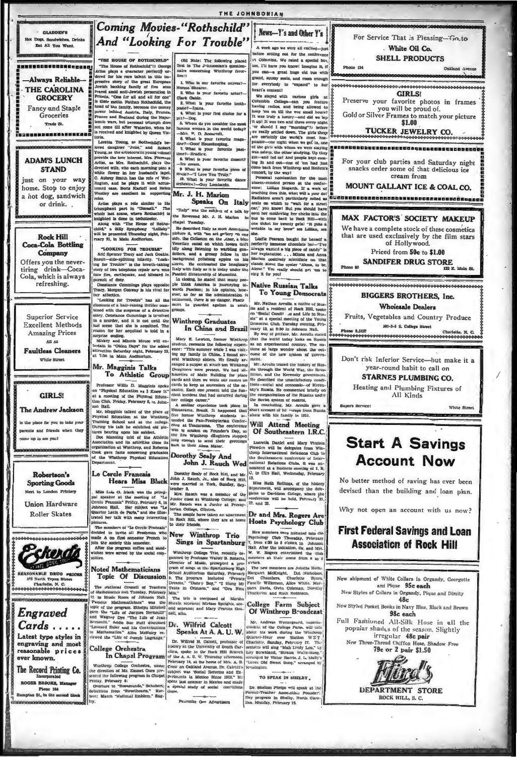# Coming Movies—"Rothschild" And "Looking For Trouble"

"THE HOUSE OF ROTHSCHILD"

"The House of Rothschild"! George Arliss plays a character perfectly ordered for his rare talent in this impressive story of the great European Jewish banking family of five sons reared amid anti-Jewish persecution in Prussia. "One for all and all for one" is their motto. Nathan Rothschild, the head of the family, becomes the money power behind Austria, Italy, Prussia, France and England during the Napoleonic wars, but personal triumph does not come till after Waterloo, when he is received and knighted by Queen Victoria.

Loretta Young, as Rothschild's beloved daughter "Julie," and Robert Young, as the aristocratic young colonel provide the love interest. Mrs. Florence Arliss, as Mrs. Rothschild, plays the devoted wife, who each morning pins a white flower in her husband's lapel. C. Aubrey Smith has the role of Wellington, and he plays it with accustomed ease. Boris Karloff and Helen Westley are excellent in supporting roles.

Arliss plays a role similar to his triumphant part in "Disraeli." The whole last scene, where Rothschild is knighted is done in technicolor.

Along with "The House of Rothschild," a Silly Symphony "Lullaby" will be presented Thursday night, February 21, in Main Auditorium.

"LOOKING FOR TROUBLE"

Add Spencer Tracy and Jack Oakie. Result—side-splitting hilarity. "Looking for Trouble" is the breath-taking story of two telephone repair men who face fire, earthquake, and blizzard in pursuit of duty.

Constance Cummings plays opposite Tracy, Morgan Conway is his rival for her affection.

"Looking for Trouble" has all the elements of a hair-raising thriller combined with the suspense of a detective story. Constance Cummings is involved in a murder, and it is not until the last scene that she is acquitted. The reason for her acquittal is told in a surprise ending.

Mickey and Minnie Mouse will entertain in "Olden Days" for the added attraction Saturday night, February 23, at 7:30 in Main Auditorium.

(Ed Note: The following placed first in The Johnsonian's questionnaire concerning Winthrop favorites:)

1. Who is our favorite actress?—Norma Shearer.
2. Who is your favorite actor?—Clark Gable.
3. What is your favorite toothpaste?—Ipana.
4. What is your first choice for a pet?—Dog.
5. Whom do you consider the most famous woman in the world today?—Mrs. F. D. Roosevelt.
6. What is your favorite magazine?—Good Housekeeping.
7. What is your favorite pastime?—Reading.
8. What is your favorite dessert?—Ice cream.
9. What is your favorite piece of music?—"I Love You Truly."
10. What is your favorite dance orchestra?—Guy Lombardo.

## Mr. J. H. Marion Speaks On Italy

"Italy" was the subject of a talk by the Reverend Mr. J. H. Marion in chapel Tuesday.

He described Italy as most Americans picture it, with "an art gallery on one side, the Coliseum on the other, a blue Venetian canal on which lovers drift idly along listening to warbling gondoliers, and a greasy fellow in the background polishing apples on his sleeve. He contrasted the imaginary Italy with Italy as it is today under the Fascist dictatorship of Mussolini.

In closing, he stated that many people think America is journeying towards Fascism; in his opinion, however, as far as the administration is concerned, there is no danger. Fascism must be guarded against in small groups.

## Winthrop Graduates In China and Brazil

Mary E. Lawton, former Winthrop student, recounts the following experience: "This summer while I was visiting my family in China, I found several Winthrop sisters. We finally arranged a supper at which ten Winthrop Daughters were present. We had silhouettes of Main Building for place cards and then we wrote our names on cards to keep as souvenirs of the occasion. Each one present told the funniest incident that had occurred during her college career."

A similar experience took place in Umuarama, Brazil. It happened that five former Winthrop students attended the Pan-Presbyterian Conference at Umuarama. The conference was in session on Founder's Day, so the five Winthrop daughters stopped long enough to send their greetings back to their Alma Mater.

## Dorothy Sealy And John J. Rauch Wed

Dorothy Sealy of Rock Hill, and Mr. John J. Rauch, Jr., also of Rock Hill, were married in York, Sunday, September 2.

Mrs. Rauch was a member of the Junior class at Winthrop College; and Mr. Rauch was a Junior at Presbyterian College, Clinton.

The couple have taken an apartment in Rock Hill, where they are at home to their friends.

## New Winthrop Trio Sings in Spartanburg

Winthrop College Trio, recently organized by Professor Walter B. Roberts, Director of Music, presented a program of songs in the Spartanburg High School Auditorium Saturday, February 9. The program included "Private Dreams," "Danny Boy," "I Hung My Tents in Crimson," and "Ora Nina Mia."

The trio is composed of Martha Shealy, soprano; Miriam Spights, second soprano; and Mary Frances Gosnell, alto.

## Dr. Wilfrid Calcott Speaks At A. A. U. W.

Dr. Wilfrid H. Calcott, professor of history at the University of South Carolina, spoke to the Rock Hill Branch of the A. A. U. W. Thursday afternoon, February 14, at the home of Mrs. A. B. Crow on Oakland Avenue. Dr. Calcott's subject was "Social Reforms and Experiments in Mexico Since 1910." He spent last summer in Mexico and made a special study of social conditions there.

Patronize Our Advertisers

## Mr. Magginis Talks To Athletic Group

Professor Willis D. Magginis spoke on "Physical Education as I Knew It" at a meeting of the Physical Education Club, Friday, February 8, in Johnson Hall.

Mr. Magginis talked of the place of Physical Education at the Winthrop Training School and at the college. During his talk he exhibited old pictures bearing upon his subject.

Dot Manning told of the Athletic Association and its activities since its organization at Winthrop, and Rebecca Cook gave facts concerning graduates of the Winthrop Physical Education Department.

## Le Cercle Francais Hears Miss Black

Miss Lois O. Black was the principal speaker at the meeting of "Le Cercle Francais" Friday, February 8, in Johnson Hall. Her subject was "Le Quarter Latin de Paris," and she illustrated her talk with many interesting pictures.

The members of "Le Cercle Francais" decided to invite all Freshmen who made A on first semester French to join the society this semester.

After the program coffee and sandwiches were served by the social committee.

## Noted Mathematicians Topic Of Discussion

The National Council of Teachers of Mathematics met Tuesday, February 12, in Music Room of Johnson Hall. "Famous Mathematicians" was the topic of the program. Ethelyn Mitchell gave the "Life of Jacques Bernoulli" and Wagner Dye "The Life of Jean Bernoulli." Addie Sue Huff discussed "Leonard Euler and his Contributions to Mathematics." Alice McNairy reviewed the "Life of Joseph Lagrange."

## College Orchestra In Chapel Program

Winthrop College Orchestra, under the direction of Mr. Emmet Gore presented the following program in Chapel Friday, February 8:

Overture to "Rosamunde," Schubert; Selections from "Sweethearts," Herbert; March "National Emblem," Bagley.

## News—Y's and Other Y's

A week ago we were all excited—just before setting out for the conference in Columbia. We rated a special bus, too, I'll have you know! Imagine it, if you can—a great huge old bus with grand, squshy seats, and room enough for everybody to "expand" to her heart's content!

We stayed with various girls at Columbia College—can you feature having radios, and being allowed to keep 'em on till the wee small hours? It was truly a luxury—and did we lap it up! It was two and three every night 'or should I say "morning"!) before we really settled down. The girls there are certainly the world's most hospitable—one with whom we were staying was asleep, the other studying. Up they got—and fed us! And people kept coming in and out—one of 'em had just come back from Winthrop and Heifetz's concert, by the way!

Personal nomination for the most absent-minded person at the conference: Lillian Hogarth. If a week of teaching does this, what will a year do! Radiators aren't particularly suited as seats on which to "wait for a street car," you know! But you should have seen her mothering her chicks into the bus to come back to Rock Hill—with one ticket for twenty girls! "It puts a wrinkle in my brow" sez Lillian, sez she.

Lucile Pearson bought for herself a perfectly immense chocolate bar—"I've always wanted a big piece of candy" is her explanation. . . . Minna and Anna Marion positively refuse to wear that classic about the oyster "Alone, to be, Alone." You really should get 'em to sing it for you!

## Native Russian Talks To Young Democrats

Mr. Nathan Arcalis, a native of Russia and a resident of Rock Hill, spoke on "Social Conditions and Life in Russia" at a special meeting of the Young Democrat Club, Tuesday evening, February 12, at 6:30 in Johnson Hall.

By way of preface, Mr. Arcalis stated that the world today looks on Russia as an experimental country. The nations at large wonder about the outcome of the new system of government.

Mr. Arcalis traced the history of Russia through the World War, the Revolution, and the Kerensky government. He described the unsatisfactory conditions—social and economic—of Kerensky's Russia. He commented briefly on the reorganization of the Russians under the Soviet system of control.

In concluding, Mr. Arcalis gave a short account of his escape from Russia along with his family in 1921.

## Will Attend Meeting Of Southeastern I.R.C.

Lucretia Daniel and Mary Virginia Plowden will be delegates from Winthrop International Relations Club to the Southeastern conference of International Relations Clubs, it was announced at a business meeting of I. R. C. in City Hall, Wednesday, February 13.

Miss Ruth Rollings, of the history department, will accompany the delegates to Davidson College, where the conference will be held, February 21, 22, and 23.

## Dr and Mrs. Rogers Are Hosts Psychology Club

New members were initiated into the Psychology Club Thursday, February 7, from 4:30 to 5 o'clock in Johnson Hall. After the initiation, Dr. and Mrs. W. W. Rogers entertained the club members at their home from 5 to 6 o'clock.

The new members are Juliette Hollis, Margaret McKnight, Dot Nicholson, Dot Chambers, Charlotte Byars, Fanelle Wilkerson, Alice White, Margaret Davis, Gwin Coleman, Dorothy Thackston and Ruth Robinson.

## College Farm Subject Of Winthrop Broadcast

Mr. Andreas Westergaard, superintendent of the College Farm, will talk about his work during the Winthrop Quarter-Hour over Station WET, Charlotte, Sunday, February 17. The sextette will sing "Mah Lindy Lou," by Lily Strickland, "Strauss Waltz-Song," arranged by Victor Harris, J. L. Molly's "Love's Old Sweet Song," arranged by Remington.

TO SPEAK IN SHELBY

Dr. Shelton Phelps will speak at the Parent-Teacher Association Founders' Day program in Shelby, North Carolina, Monday, February 18.

---

GLADDEN'S

Hot Dogs, Sandwiches, Drinks

Eat All You Want.

---

—Always Reliable—

THE CAROLINA GROCERY

Fancy and Staple Groceries

Trade St.

---

ADAM'S LUNCH STAND

just on your way home. Stop to enjoy a hot dog, sandwich or drink.

---

Rock Hill Coca-Cola Bottling Company

Offers you the never-tiring drink—Coca-Cola, which is always refreshing.

---

Superior Service

Excellent Methods

Amazing Prices

All At

Faultless Cleaners

White Street

---

GIRLS!

The Andrew Jackson

is the place for you to take your parents and friends when they come up to see you!

---

Robertson's Sporting Goods

Next to London Printery

Union Hardware

Roller Skates

---

Eckerd's

REASONABLE DRUG PRICES

123 North Tryon Street

Charlotte, N. C.

---

Engraved Cards . . . . .

Latest type styles in engraving and most reasonable prices ever known.

The Record Printing Co.

Incorporated

ROGER BROOKS, Manager

Phone 164

Hampton St., in the second block

---

For Service That is Pleasing—Go to

White Oil Co.

SHELL PRODUCTS

Phone 134 — Oakland Avenue

---

GIRLS!

Preserve your favorite photos in frames you will be proud of.

Gold or Silver Frames to match your picture

$1.00

TUCKER JEWELRY CO.

---

For your club parties and Saturday night snacks order some of that delicious ice cream from

MOUNT GALLANT ICE & COAL CO.

---

MAX FACTOR'S SOCIETY MAKEUP

We have a complete stock of these cosmetics that are used exclusively by the film stars of Hollywood.

Priced from 50c to $1.00

SANDIFER DRUG STORE

Phone 80 — 122 E. Main St.

---

BIGGERS BROTHERS, Inc.

Wholesale Dealers

Fruits, Vegetables and Country Produce

Phone 2-3127 — 501-3-5 S. College Street — Charlotte, N. C.

---

Don't risk Inferior Service—but make it a year-round habit to call on

STARNES PLUMBING CO.

Heating and Plumbing Fixtures of All Kinds

Superb Service! — White Street

---

# Start A Savings Account Now

No better method of saving has ever been devised than the building and loan plan.

Why not open an account with us now?

## First Federal Savings and Loan Association of Rock Hill

---

New shipment of White Collars in Organdy, Georgette and Pique **95c each**

New Styles of Collars in Organdy, Pique and Dimity **48c**

New Styled Pocket Books in Navy Blue, Black and Brown **98c each**

Full Fashioned All-Silk Hose in all the popular shades of the season. Slightly irregular **48c pair**

New Three-Thread Chiffon Hose, Shadow Free **79c or 2 pair $1.50**

Efird's

DEPARTMENT STORE

ROCK HILL, S. C.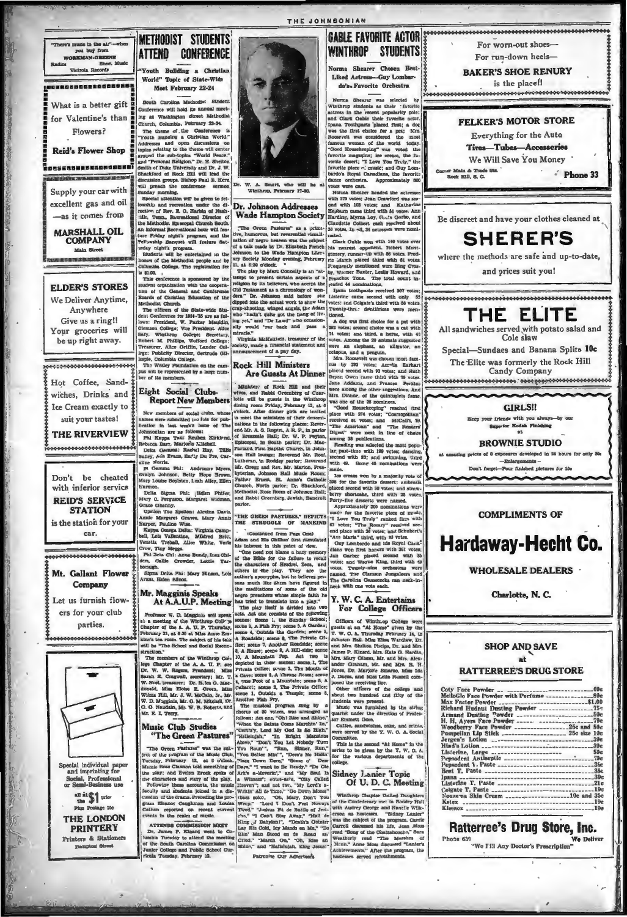"There's music in the air"—when you buy from WORKMAN-GREENE
Radios — Sheet Music
Victrola Records

What is a better gift for Valentine's than Flowers?

**Reid's Flower Shop**

Supply your car with excellent gas and oil —as it comes from

**MARSHALL OIL COMPANY**
Main Street

**ELDER'S STORES**
We Deliver Anytime, Anywhere
Give us a ring!!
Your groceries will be up right away.

Hot Coffee, Sandwiches, Drinks and Ice Cream exactly to suit your tastes!

**THE RIVERVIEW**

Don't be cheated with inferior service
**REID'S SERVICE STATION**
is the station for your car.

**Mt. Gallant Flower Company**
Let us furnish flowers for your club parties.

Special individual paper and imprinting for Social, Professional or Semi-Business use
all at $1 price
Plus Postage 10c
**THE LONDON PRINTERY**
Printers & Stationers
Hampton Street

# METHODIST STUDENTS ATTEND CONFERENCE

## "Youth Building a Christian World" Topic of State-Wide Meet February 22-24

South Carolina Methodist Student Conference will hold its annual meeting at Washington street Methodist Church, Columbia, February 22-24.

The theme of the Conference is "Youth Building a Christian World." Addresses and open discussions on topics relating to the theme will center around the sub-topics "World Peace," and "Personal Religion." Dr. H. Shelton Smith of Duke University and Dr. J. W. Shackford of Rock Hill will lead the discussion groups. Bishop Paul B. Kern will preach the conference sermon Sunday morning.

Special attention will be given to fellowship and recreation under the direction of Rev. R. O. Harbin of Nashville, Tenn., Recreational Director of the Methodist Episcopal Church South. An informal Recreational hour will feature Friday night's program, and the Fellowship Banquet will feature Saturday night's program.

Students will be entertained in the homes of the Methodist people and by Columbia College. The registration fee is $1.00.

This conference is sponsored by the student organization with the cooperation of the General and Conference Boards of Christian Education of the Methodist Church.

The officers of the State-wide Student Conference for 1934-'35 are as follows: President, W. Parker Mauldin, Clemson College; Vice President, Alice Sally, Winthrop College; Secretary, Robert M. Phillips, Wofford College; Treasurer, Alice Griffin, Lander College; Publicity Director, Gertrude Gillespie, Columbia College.

The Wesley Foundation on the campus will be represented by a large number of its members.

## Eight Social Clubs Report New Members

New members of social clubs, whose names were submitted too late for publication in last week's issue of The Johnsonian are as follows:

Phi Kappa Tau: Reuben Kirkland, Rebecca Barr, Marjorie Mitchell.

Delta Gamma: Rachel Hay, Tillie Salley, Ada Evans, Emily Du Pre, Caroline Norris.

Pi Gamma Phi: Andromer Myers, Evelyn Johnson, Betty Hope Brown, Mary Louise Boylston, Leah Alley, Ellen Harmon.

Delta Sigma Phi: Helen Phifer, Mary C. Ferguson, Margaret Widman, Grace Glenny.

Upsilon Tau Epsilon: Alexina Davis, Annie Margaret Graves, Mary Annis Harper, Pauline Wise.

Kappa Omega Delta: Virginia Campbell, Lois Valentine, Mildred Britt, Venetia Treball, Alice White, Verle Crow, Tiny Meggs.

Phi Beta Chi: Anne Bundy, Ines Childers, Callie Crowder, Lottie Yarborough.

Sigma Delta Phi: Mary Hinson, Lois Avant, Helen Silcox.

## Mr. Magginis Speaks At A.A.U.P. Meeting

Professor W. D. Magginis will speak at a meeting of the Winthrop College Chapter of the A. A. U. P. Thursday, February 21, at 6:30 at Miss Anne Erskine's tea room. The subject of his talk will be "The School and Social Reconstruction."

The members of the Winthrop College Chapter of the A. A. U. P. are Dr. W. W. Rogers, President; Miss Sarah E. Cragwall, secretary; Mr. T. W. Noel, treasurer; Dr. R. M. Macdonald, Miss Eloise E. Green, Miss Wilma Hill, Mr. J. W. McCain, Jr., Mr. W. D. Magginis, Mr. O. M. Mitchell, Dr. O. G. Nauslain, Mr. W. B. Roberts, and Mr. E. I. Terry.

## Music Club Studies "The Green Pastures"

"The Green Pastures" was the subject of the program of the Music Club, Tuesday, February 12, at 5 o'clock. Mamie Ross Clawson told something of the play; and Evelyn Brock spoke of the characters and story of the play. Following these accounts, the music faculty and students joined in a discussion of the drama. Preceding the program Eleanor Caughman and Louise Cathen reported on recent current events in the realm of music.

**ATTENDS COMMISSION MEET**

Dr. James P. Kinard went to Columbia Tuesday to attend the meeting of the South Carolina Commission on Junior College and Public School Curricula Tuesday, February 12.

Dr. W. A. Smart, who will be at Winthrop, February 17-20.

## Dr. Johnson Addresses Wade Hampton Society

"The Green Pastures" as a primitive, humorous, but reverential visualization of negro heaven was the subject of a talk made by Dr. Elizabeth French Johnson to the Wade Hampton Literary Society Monday evening, February 11, at 6:30 o'clock.

The play by Marc Connelly is an "attempt to present certain aspects of a religion by its believers, who accept the Old Testament as a chronology of wonders." Dr. Johnson said before she dipped into the actual work to show the crap-shooting, winged angels, the Adam who "hadn't quite got the hang of living yet," and "De Lawd" who occasionally would "rar back and pass a miracle."

Virginia McKeithen, treasurer of the society, made a financial statement and announcement of a pay day.

## Rock Hill Ministers Are Guests At Dinner

Ministers of Rock Hill and their wives, and Rabbi Greenberg of Charlotte will be guests in the Winthrop dining room Friday, February 15, at 6 o'clock. After dinner girls are invited to meet the ministers of their denominations in the following places: Reverend Mr. A. S. Rogers, A. R. P., in parlor of Breazeale Hall; Dr. W. P. Peyton, Episcopal, in South parlor; Dr. MacFarland, First Baptist Church, in Johnson Hall lounge; Reverend Mr. Roof, Lutheran, in Roddey parlor; Reverend Mr. Gregg and Rev. Mr. Marion, Presbyterian, Johnson Hall Music Room; Father Ernest, St. Anne's Catholic Church, North parlor; Dr. Shackford, Methodist, Rose Room of Johnson Hall; and Rabbi Greenberg, Jewish, Bancroft parlor.

## "THE GREEN PASTURES," DEPICTS THE STRUGGLE OF MANKIND

(Continued from Page One)

Adam and His Chillun' first stimulated his interest in this point of view.

"One need not blame a hazy memory of the Bible for the failure to recall the characters of Hezdrel, Zeba, and others in the play. They are the author's apocrypha, but he believes persons much like them have figured in the meditations of some of the old negro preachers whose simple faith he has tried to translate into a play."

The play itself is divided into two acts. Act one consists of the following scenes: Scene 1, the Sunday School; scene 2, A Fish Fry; scene 3, A Garden; scene 4, Outside the Garden; scene 5, A Roadside; scene 6, The Private Office; scene 7, Another Roadside; scene 8, A House; scene 9, A Hill-side; scene 10, A Mountain Top. Act two is depicted in these scenes: scene 1, The Private Office; scene 2, The Mouth of a Cave; scene 3, A Throne Room; scene 4, The Foot of a Mountain; scene 5, A Cabaret; scene 6, The Private Office; scene 1, Outside a Temple; scene 8, Another Fish Fry.

The musical program sung by a chorus of 30 voices, was arranged as follows: Act one, "Oh! Rise and Shine," "When the Saints Come Marchin' In," "Cert'n'y, Lord My God Is So High," "Hallelujah," "In Bright Mansions Above," "Don't You Let Nobody Turn You Roun'," "Run, Sinner, Run," "You Better Min'," "Dere's No Hidin' Place Down Dere," "Some o' Dese Days," "I want to Be Ready," "De Ole Ark's a-Moverin'," and "My Soul Is a Witness"; entre-acte, "City Called Heaven"; and act two, "My Lord's a-Writin' All de Time," "Do Down Moses" (bass solo), "Oh, Mary, Don't You Weep," "Lord I Don't Feel Noways Tired," "Joshua Fit de Battle of Jericho," "I Can't Stay Away," "Hail de King of Babylon!," "Death's Gointer Lay His Cold, Icy Hands on Me," "De Blin' Man Stood on de Road an' Cried," "March On," "Oh, Rise an' Shine," and "Hallelujah, King Jesus!"

Patronize Our Advertisers

# GABLE FAVORITE ACTOR WINTHROP STUDENTS

## Norma Shearer Chosen Best-Liked Actress—Guy Lombardo's Favorite Orchestra

Norma Shearer was selected by Winthrop students as their favorite actress in the recent popularity poll; and Clark Gable their favorite actor. Ipana Toothpaste placed first; a dog was the first choice for a pet; Mrs. Roosevelt was considered the most famous woman of the world today. "Good Housekeeping" was voted the favorite magazine; ice cream, the favorite dessert; "I Love You Truly," the favorite piece of music; and Guy Lombardo's Royal Canadians, the favorite dance orchestra. Approximately 600 votes were cast.

Norma Shearer headed the actresses with 170 votes; Joan Crawford was second with 103 votes; and Katharine Hepburn came third with 51 votes. Ann Harding, Myrna Loy, Greta Garbo, and Claudette Colbert each received about 30 votes. In all, 34 actresses were nominated.

Clark Gable won with 140 votes over his nearest opponent, Robert Montgomery, runner-up with 86 votes. Fredric March placed third with 61 votes. Frequently mentioned were Bing Crosby, Warner Baxter, Leslie Howard, and Franchot Tone. The total count included 44 nominations.

Ipana toothpaste received 307 votes; Listerine came second with only 85 votes; and Colgate's third with 80 votes. Twenty-three dentifrices were mentioned.

A dog was first choice for a pet with 392 votes; second choice was a cat with 74 votes; and third, a horse, with 42 votes. Among the 20 animals suggested were an elephant, an alligator, an octopus, and a penguin.

Mrs. Roosevelt was chosen most famous by 293 votes; Amelia Earhart placed second with 93 votes; and Ruth Bryan Owen came third with 79 votes. Jane Addams, and Frances Perkins were among the other suggestions. And Mrs. Dionne, of the quintuplets fame, was one of the 26 nominees.

"Good Housekeeping" reached first place with 274 votes; "Cosmopolitan" received 81 votes; and McCall's, 79. "The American" and "The Readers' Digest" were next in line of choice among 38 publications.

Reading was selected the most popular past-time with 199 votes; dancing, second with 83; and swimming, third with 49. Some 46 nominations were made.

Ice cream won by a majority vote of 398 for the favorite dessert; ambrosia placed second with 50 votes; and strawberry shortcake, third with 23 votes. Forty-five desserts were named.

Approximately 200 nominations were made for the favorite piece of music. "I Love You Truly" ranked first with 63 votes; "The Rosary" received second place with 38 votes; and Schubert's "Ave Maria" third, with 32 votes.

Guy Lombardo and his Royal Canadians won first honors with 261 votes. Jan Garber placed second with 53 votes; and Wayne King, third with 49 votes. Twenty-nine orchestras were named. The Clemson Jungaleers and The Carolina Gamecocks ran neck-in-neck with one vote each.

## Y. W. C. A. Entertains For College Officers

Officers of Winthrop College were guests at an "At Home" given by the Y. W. C. A. Thursday February 14, in Johnson Hall. Miss Elise Wardlaw, Dr. and Mrs. Shelton Phelps, Dr. and Mrs. James P. Kinard, Mrs. Kate G. Hardin, Mrs. Mary Gibson, Mr. and Mrs. Alexander Graham, Mr. and Mrs. R. H. Jones, Dr. Marjorie Smarso, Miss Ida J. Dacus, and Miss Leila Russell composed the receiving line.

Other officers of the college and about two hundred and fifty of the students were present.

Music was furnished by the string quartet under the direction of Professor Emmett Gore.

Coffee, sandwiches, cake, and mints, were served by the Y. W. C. A. Social Committee.

This is the second "At Home" in the series to be given by the Y. W. C. A. for the various departments of the college.

## Sidney Lanier Topic Of U. D. C. Meeting

Winthrop Chapter United Daughters of the Confederacy met in Roddey Hall with Audrey George and Nanelle Wilkerson as hostesses. "Sidney Lanier" was the subject of the program. Carrie Carroll discussed his life, Jean Moss read "Song of the Chattahoochee," Sara Weathers read "The Marshes of Glynn," Anne Moss discussed "Lanier's Achievements." After the program, the hostesses served refreshments.

For worn-out shoes—
For run-down heels—
**BAKER'S SHOE RENURY**
is the place!!

**FELKER'S MOTOR STORE**
Everything for the Auto
Tires—Tubes—Accessories
We Will Save You Money
Corner Main & Trade Sts.
Rock Hill, S. C.
Phone 33

Be discreet and have your clothes cleaned at
**SHERER'S**
where the methods are safe and up-to-date, and prices suit you!

**THE ELITE**
All sandwiches served with potato salad and Cole slaw
Special—Sundaes and Banana Splits 10c
The Elite was formerly the Rock Hill Candy Company

**GIRLS!!**
Keep your friends with you always—by our Superior Kodak Finishing at
**BROWNIE STUDIO**
at amazing prices of 8 exposures developed in 24 hours for only 30c
—Enlargements—
Don't forget—Four finished pictures for 10c

**COMPLIMENTS OF**
**Hardaway-Hecht Co.**
WHOLESALE DEALERS
Charlotte, N. C.

**SHOP AND SAVE**
at
**RATTERREE'S DRUG STORE**

| | |
|---|---|
| Coty Face Powder | .69c |
| MelloGlo Face Powder with Perfume | .89c |
| Max Factor Powder | $1.00 |
| Richard Hudnut Dusting Powder | .75c |
| Armand Dusting Powder | .50c |
| H. H. Ayers Face Powder | .79c |
| Woodberry Face Powder | .25c and 50c |
| Pompeian Lip Stick | .25c size 10c |
| Jergen's Lotion | .39c |
| Hind's Lotion | .39c |
| Listerine, Large | .59c |
| Pepsodent Antiseptic | .73c |
| Pepsodent T. Paste | .35c |
| Best T. Paste | .35c |
| Ipana | .39c |
| Listerine T. Paste | .21c |
| Colgate T. Paste | .19c |
| Noxzema Skin Cream | 10c and 35c |
| Kotex | .19c |
| Kleenex | .19c |

**Ratterree's Drug Store, Inc.**
Phone 630 — We Deliver
"We Fill Any Doctor's Prescription"